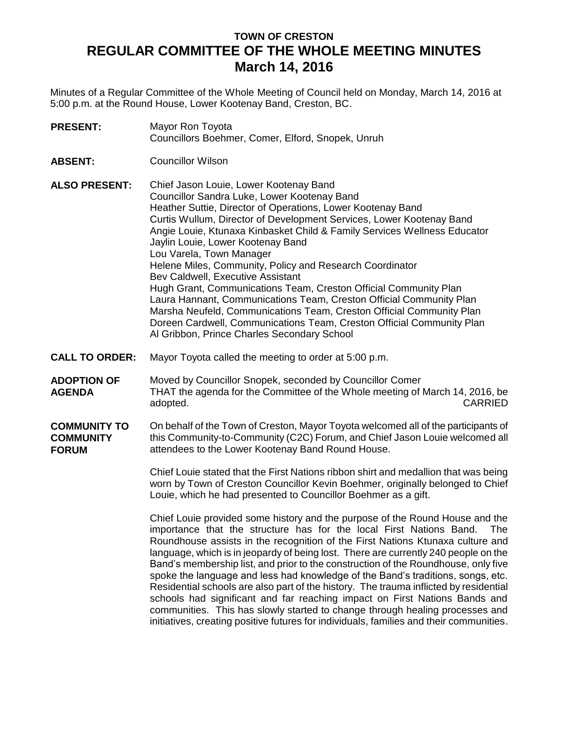# TOWN OF CRESTON
# REGULAR COMMITTEE OF THE WHOLE MEETING MINUTES
# March 14, 2016

Minutes of a Regular Committee of the Whole Meeting of Council held on Monday, March 14, 2016 at 5:00 p.m. at the Round House, Lower Kootenay Band, Creston, BC.

**PRESENT:** Mayor Ron Toyota
Councillors Boehmer, Comer, Elford, Snopek, Unruh

**ABSENT:** Councillor Wilson

**ALSO PRESENT:** Chief Jason Louie, Lower Kootenay Band
Councillor Sandra Luke, Lower Kootenay Band
Heather Suttie, Director of Operations, Lower Kootenay Band
Curtis Wullum, Director of Development Services, Lower Kootenay Band
Angie Louie, Ktunaxa Kinbasket Child & Family Services Wellness Educator
Jaylin Louie, Lower Kootenay Band
Lou Varela, Town Manager
Helene Miles, Community, Policy and Research Coordinator
Bev Caldwell, Executive Assistant
Hugh Grant, Communications Team, Creston Official Community Plan
Laura Hannant, Communications Team, Creston Official Community Plan
Marsha Neufeld, Communications Team, Creston Official Community Plan
Doreen Cardwell, Communications Team, Creston Official Community Plan
Al Gribbon, Prince Charles Secondary School

**CALL TO ORDER:** Mayor Toyota called the meeting to order at 5:00 p.m.

**ADOPTION OF AGENDA**

Moved by Councillor Snopek, seconded by Councillor Comer
THAT the agenda for the Committee of the Whole meeting of March 14, 2016, be adopted. CARRIED

**COMMUNITY TO COMMUNITY FORUM**

On behalf of the Town of Creston, Mayor Toyota welcomed all of the participants of this Community-to-Community (C2C) Forum, and Chief Jason Louie welcomed all attendees to the Lower Kootenay Band Round House.

Chief Louie stated that the First Nations ribbon shirt and medallion that was being worn by Town of Creston Councillor Kevin Boehmer, originally belonged to Chief Louie, which he had presented to Councillor Boehmer as a gift.

Chief Louie provided some history and the purpose of the Round House and the importance that the structure has for the local First Nations Band. The Roundhouse assists in the recognition of the First Nations Ktunaxa culture and language, which is in jeopardy of being lost. There are currently 240 people on the Band's membership list, and prior to the construction of the Roundhouse, only five spoke the language and less had knowledge of the Band's traditions, songs, etc. Residential schools are also part of the history. The trauma inflicted by residential schools had significant and far reaching impact on First Nations Bands and communities. This has slowly started to change through healing processes and initiatives, creating positive futures for individuals, families and their communities.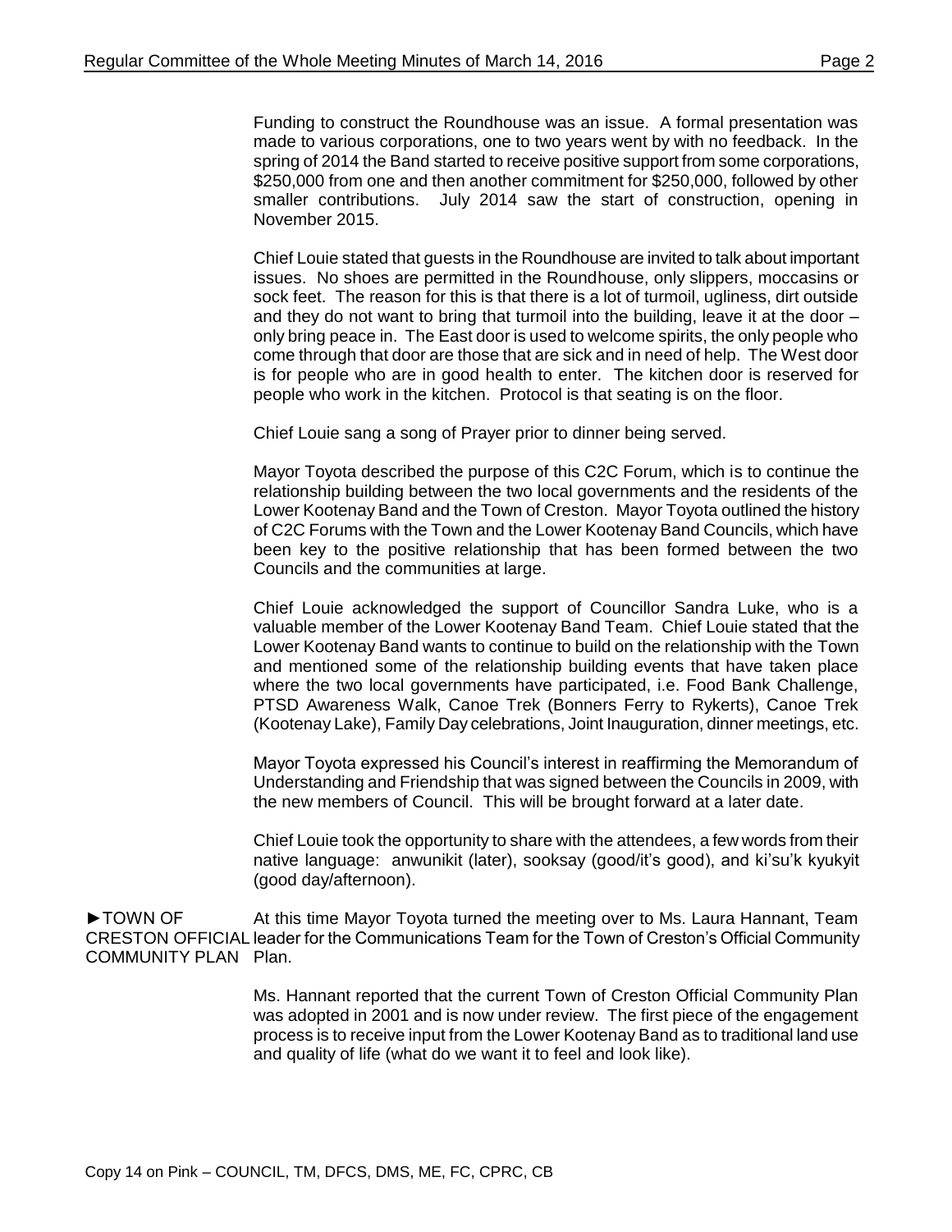Funding to construct the Roundhouse was an issue. A formal presentation was made to various corporations, one to two years went by with no feedback. In the spring of 2014 the Band started to receive positive support from some corporations, $250,000 from one and then another commitment for $250,000, followed by other smaller contributions. July 2014 saw the start of construction, opening in November 2015.

Chief Louie stated that guests in the Roundhouse are invited to talk about important issues. No shoes are permitted in the Roundhouse, only slippers, moccasins or sock feet. The reason for this is that there is a lot of turmoil, ugliness, dirt outside and they do not want to bring that turmoil into the building, leave it at the door – only bring peace in. The East door is used to welcome spirits, the only people who come through that door are those that are sick and in need of help. The West door is for people who are in good health to enter. The kitchen door is reserved for people who work in the kitchen. Protocol is that seating is on the floor.

Chief Louie sang a song of Prayer prior to dinner being served.

Mayor Toyota described the purpose of this C2C Forum, which is to continue the relationship building between the two local governments and the residents of the Lower Kootenay Band and the Town of Creston. Mayor Toyota outlined the history of C2C Forums with the Town and the Lower Kootenay Band Councils, which have been key to the positive relationship that has been formed between the two Councils and the communities at large.

Chief Louie acknowledged the support of Councillor Sandra Luke, who is a valuable member of the Lower Kootenay Band Team. Chief Louie stated that the Lower Kootenay Band wants to continue to build on the relationship with the Town and mentioned some of the relationship building events that have taken place where the two local governments have participated, i.e. Food Bank Challenge, PTSD Awareness Walk, Canoe Trek (Bonners Ferry to Rykerts), Canoe Trek (Kootenay Lake), Family Day celebrations, Joint Inauguration, dinner meetings, etc.

Mayor Toyota expressed his Council's interest in reaffirming the Memorandum of Understanding and Friendship that was signed between the Councils in 2009, with the new members of Council. This will be brought forward at a later date.

Chief Louie took the opportunity to share with the attendees, a few words from their native language: anwunikit (later), sooksay (good/it's good), and ki'su'k kyukyit (good day/afternoon).

**►TOWN OF CRESTON OFFICIAL COMMUNITY PLAN**

At this time Mayor Toyota turned the meeting over to Ms. Laura Hannant, Team leader for the Communications Team for the Town of Creston's Official Community Plan.

Ms. Hannant reported that the current Town of Creston Official Community Plan was adopted in 2001 and is now under review. The first piece of the engagement process is to receive input from the Lower Kootenay Band as to traditional land use and quality of life (what do we want it to feel and look like).

Copy 14 on Pink – COUNCIL, TM, DFCS, DMS, ME, FC, CPRC, CB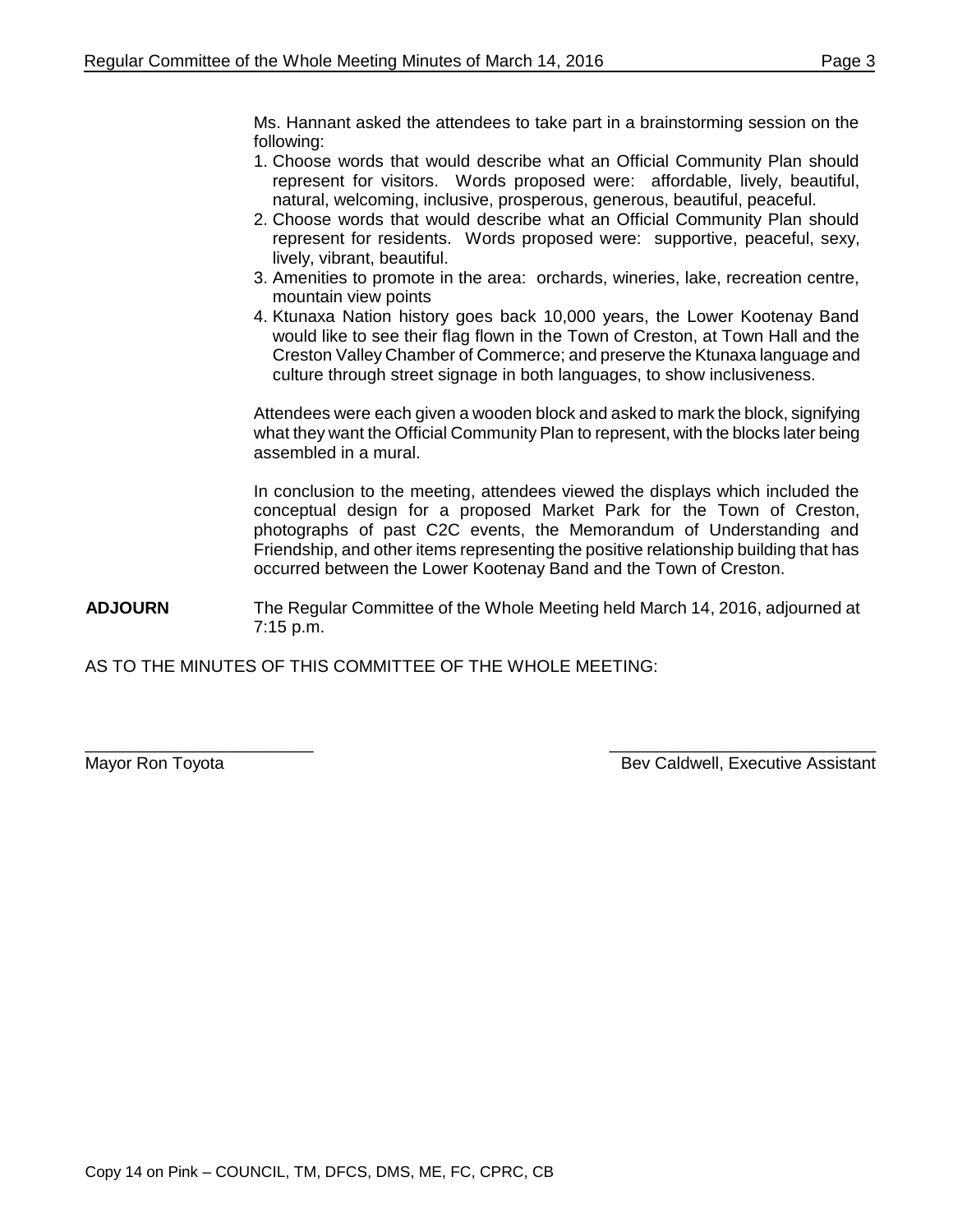Ms. Hannant asked the attendees to take part in a brainstorming session on the following:

1. Choose words that would describe what an Official Community Plan should represent for visitors. Words proposed were: affordable, lively, beautiful, natural, welcoming, inclusive, prosperous, generous, beautiful, peaceful.
2. Choose words that would describe what an Official Community Plan should represent for residents. Words proposed were: supportive, peaceful, sexy, lively, vibrant, beautiful.
3. Amenities to promote in the area: orchards, wineries, lake, recreation centre, mountain view points
4. Ktunaxa Nation history goes back 10,000 years, the Lower Kootenay Band would like to see their flag flown in the Town of Creston, at Town Hall and the Creston Valley Chamber of Commerce; and preserve the Ktunaxa language and culture through street signage in both languages, to show inclusiveness.

Attendees were each given a wooden block and asked to mark the block, signifying what they want the Official Community Plan to represent, with the blocks later being assembled in a mural.

In conclusion to the meeting, attendees viewed the displays which included the conceptual design for a proposed Market Park for the Town of Creston, photographs of past C2C events, the Memorandum of Understanding and Friendship, and other items representing the positive relationship building that has occurred between the Lower Kootenay Band and the Town of Creston.

**ADJOURN** The Regular Committee of the Whole Meeting held March 14, 2016, adjourned at 7:15 p.m.

AS TO THE MINUTES OF THIS COMMITTEE OF THE WHOLE MEETING:

\_\_\_\_\_\_\_\_\_\_\_\_\_\_\_\_\_\_\_\_\_\_\_\_\_
Mayor Ron Toyota

\_\_\_\_\_\_\_\_\_\_\_\_\_\_\_\_\_\_\_\_\_\_\_\_\_
Bev Caldwell, Executive Assistant

Copy 14 on Pink – COUNCIL, TM, DFCS, DMS, ME, FC, CPRC, CB